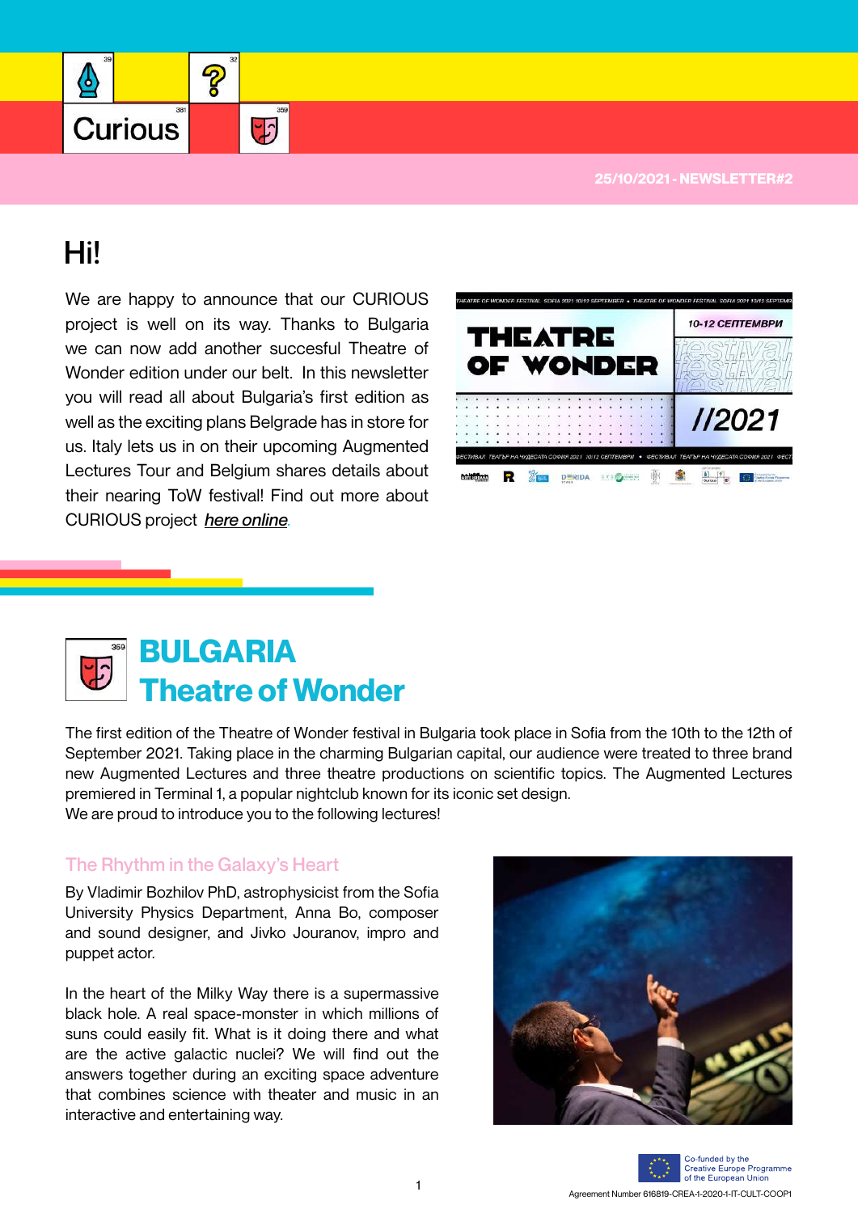Curious

25/10/2021 - NEWSLETTER#2

# Hi!

We are happy to announce that our CURIOUS project is well on its way. Thanks to Bulgaria we can now add another succesful Theatre of Wonder edition under our belt. In this newsletter you will read all about Bulgaria's first edition as well as the exciting plans Belgrade has in store for us. Italy lets us in on their upcoming Augmented Lectures Tour and Belgium shares details about their nearing ToW festival! Find out more about CURIOUS project *here online*.

## BULGARIA Theatre of Wonder

The first edition of the Theatre of Wonder festival in Bulgaria took place in Sofia from the 10th to the 12th of September 2021. Taking place in the charming Bulgarian capital, our audience were treated to three brand new Augmented Lectures and three theatre productions on scientific topics. The Augmented Lectures premiered in Terminal 1, a popular nightclub known for its iconic set design.
We are proud to introduce you to the following lectures!

### The Rhythm in the Galaxy's Heart

By Vladimir Bozhilov PhD, astrophysicist from the Sofia University Physics Department, Anna Bo, composer and sound designer, and Jivko Jouranov, impro and puppet actor.

In the heart of the Milky Way there is a supermassive black hole. A real space-monster in which millions of suns could easily fit. What is it doing there and what are the active galactic nuclei? We will find out the answers together during an exciting space adventure that combines science with theater and music in an interactive and entertaining way.

Co-funded by the Creative Europe Programme of the European Union

Agreement Number 616819-CREA-1-2020-1-IT-CULT-COOP1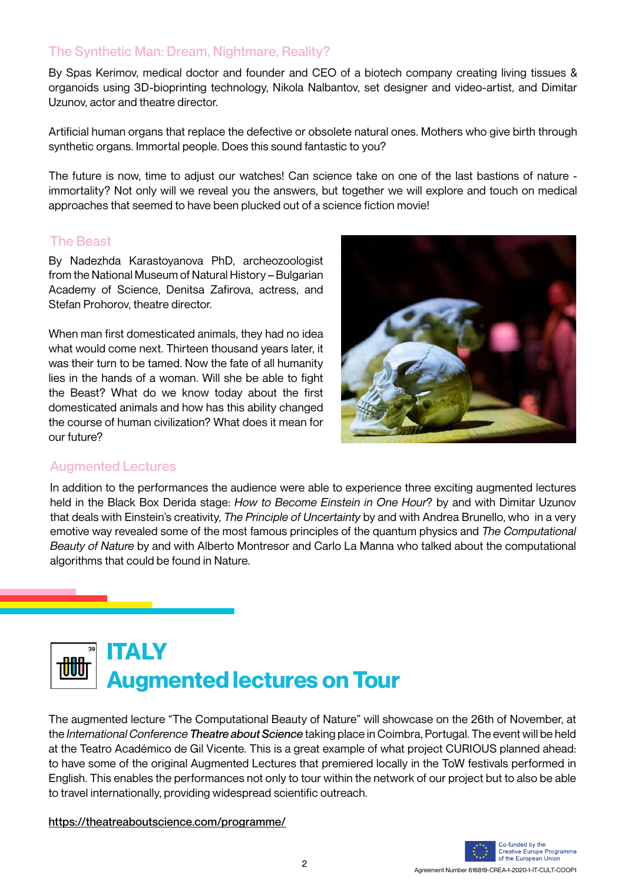### The Synthetic Man: Dream, Nightmare, Reality?

By Spas Kerimov, medical doctor and founder and CEO of a biotech company creating living tissues & organoids using 3D-bioprinting technology, Nikola Nalbantov, set designer and video-artist, and Dimitar Uzunov, actor and theatre director.

Artificial human organs that replace the defective or obsolete natural ones. Mothers who give birth through synthetic organs. Immortal people. Does this sound fantastic to you?

The future is now, time to adjust our watches! Can science take on one of the last bastions of nature - immortality? Not only will we reveal you the answers, but together we will explore and touch on medical approaches that seemed to have been plucked out of a science fiction movie!

### The Beast

By Nadezhda Karastoyanova PhD, archeozoologist from the National Museum of Natural History – Bulgarian Academy of Science, Denitsa Zafirova, actress, and Stefan Prohorov, theatre director.

When man first domesticated animals, they had no idea what would come next. Thirteen thousand years later, it was their turn to be tamed. Now the fate of all humanity lies in the hands of a woman. Will she be able to fight the Beast? What do we know today about the first domesticated animals and how has this ability changed the course of human civilization? What does it mean for our future?

### Augmented Lectures

In addition to the performances the audience were able to experience three exciting augmented lectures held in the Black Box Derida stage: *How to Become Einstein in One Hour*? by and with Dimitar Uzunov that deals with Einstein's creativity, *The Principle of Uncertainty* by and with Andrea Brunello, who in a very emotive way revealed some of the most famous principles of the quantum physics and *The Computational Beauty of Nature* by and with Alberto Montresor and Carlo La Manna who talked about the computational algorithms that could be found in Nature.

## ITALY
## Augmented lectures on Tour

The augmented lecture "The Computational Beauty of Nature" will showcase on the 26th of November, at the *International Conference* ***Theatre about Science*** taking place in Coimbra, Portugal. The event will be held at the Teatro Académico de Gil Vicente. This is a great example of what project CURIOUS planned ahead: to have some of the original Augmented Lectures that premiered locally in the ToW festivals performed in English. This enables the performances not only to tour within the network of our project but to also be able to travel internationally, providing widespread scientific outreach.

https://theatreaboutscience.com/programme/

Co-funded by the Creative Europe Programme of the European Union

Agreement Number 616819-CREA-1-2020-1-IT-CULT-COOP1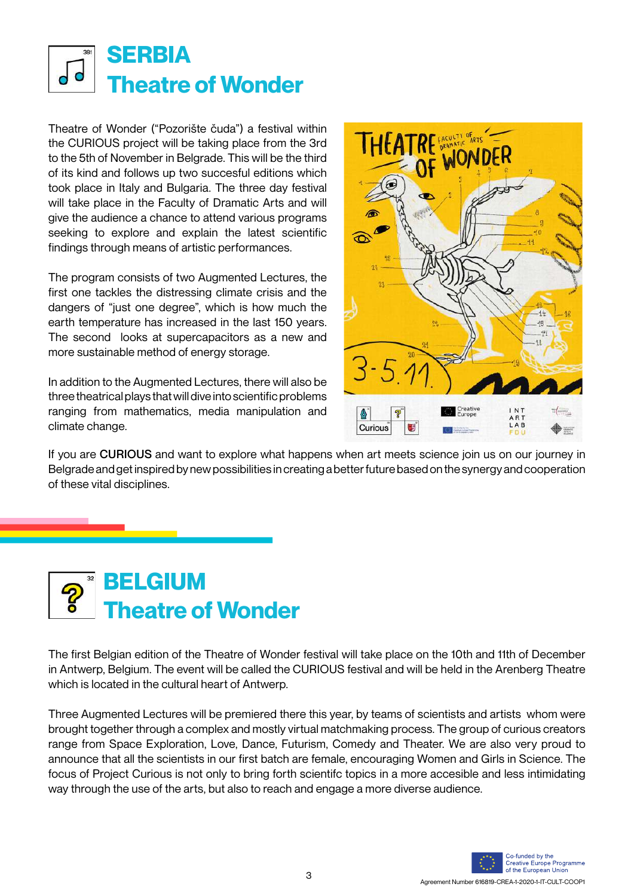# SERBIA
# Theatre of Wonder

Theatre of Wonder ("Pozorište čuda") a festival within the CURIOUS project will be taking place from the 3rd to the 5th of November in Belgrade. This will be the third of its kind and follows up two succesful editions which took place in Italy and Bulgaria. The three day festival will take place in the Faculty of Dramatic Arts and will give the audience a chance to attend various programs seeking to explore and explain the latest scientific findings through means of artistic performances.

The program consists of two Augmented Lectures, the first one tackles the distressing climate crisis and the dangers of "just one degree", which is how much the earth temperature has increased in the last 150 years. The second looks at supercapacitors as a new and more sustainable method of energy storage.

In addition to the Augmented Lectures, there will also be three theatrical plays that will dive into scientific problems ranging from mathematics, media manipulation and climate change.

If you are **CURIOUS** and want to explore what happens when art meets science join us on our journey in Belgrade and get inspired by new possibilities in creating a better future based on the synergy and cooperation of these vital disciplines.

# BELGIUM
# Theatre of Wonder

The first Belgian edition of the Theatre of Wonder festival will take place on the 10th and 11th of December in Antwerp, Belgium. The event will be called the CURIOUS festival and will be held in the Arenberg Theatre which is located in the cultural heart of Antwerp.

Three Augmented Lectures will be premiered there this year, by teams of scientists and artists whom were brought together through a complex and mostly virtual matchmaking process. The group of curious creators range from Space Exploration, Love, Dance, Futurism, Comedy and Theater. We are also very proud to announce that all the scientists in our first batch are female, encouraging Women and Girls in Science. The focus of Project Curious is not only to bring forth scientifc topics in a more accesible and less intimidating way through the use of the arts, but also to reach and engage a more diverse audience.

Co-funded by the Creative Europe Programme of the European Union

Agreement Number 616819-CREA-1-2020-1-IT-CULT-COOP1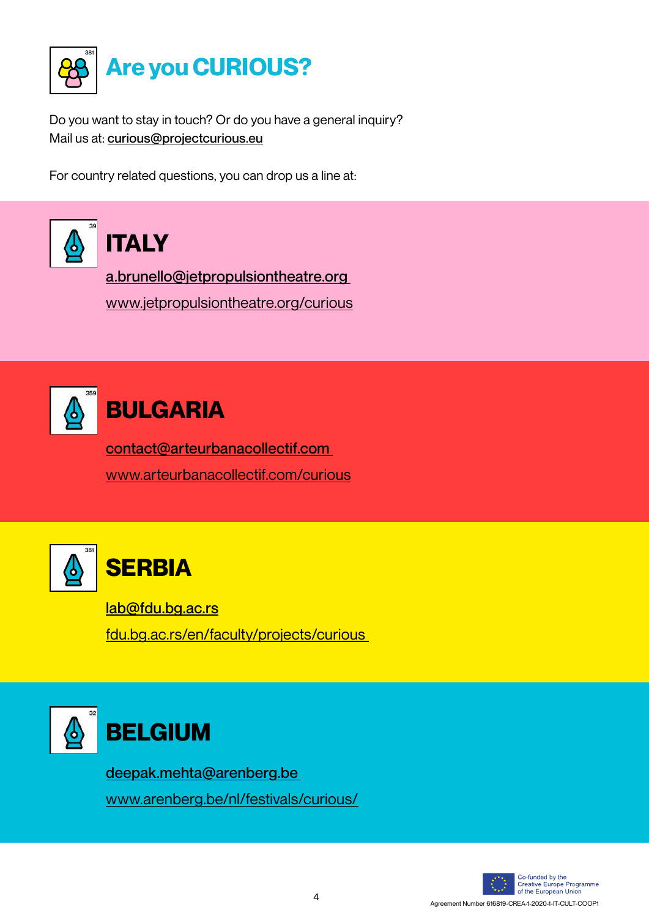# Are you CURIOUS?

Do you want to stay in touch? Or do you have a general inquiry?
Mail us at: curious@projectcurious.eu

For country related questions, you can drop us a line at:

## ITALY

a.brunello@jetpropulsiontheatre.org

www.jetpropulsiontheatre.org/curious

## BULGARIA

contact@arteurbanacollectif.com

www.arteurbanacollectif.com/curious

## SERBIA

lab@fdu.bg.ac.rs

fdu.bg.ac.rs/en/faculty/projects/curious

## BELGIUM

deepak.mehta@arenberg.be

www.arenberg.be/nl/festivals/curious/

Co-funded by the Creative Europe Programme of the European Union

Agreement Number 616819-CREA-1-2020-1-IT-CULT-COOP1